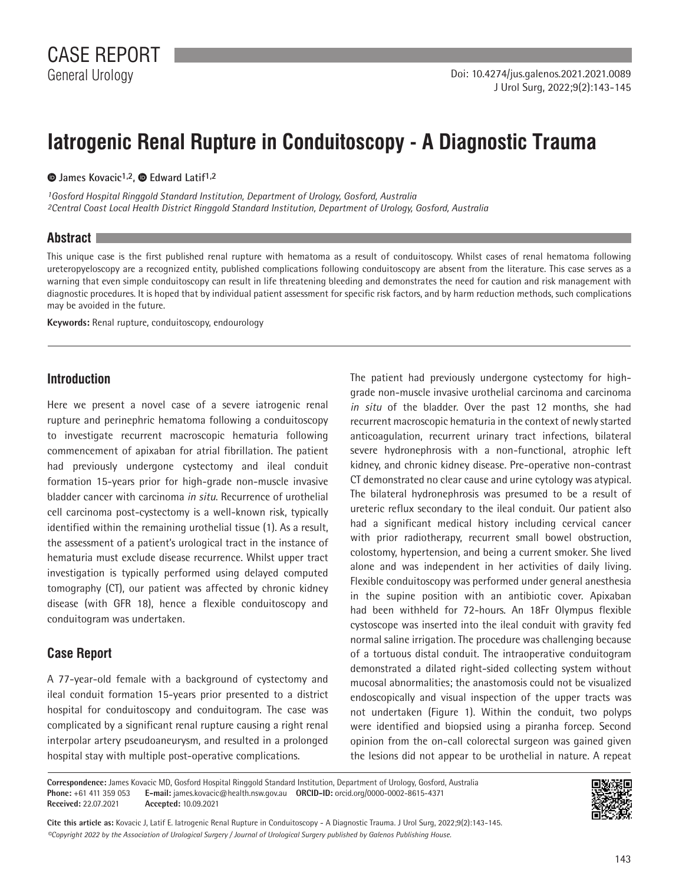CASE REPORT

General Urology

Doi: 10.4274/jus.galenos.2021.2021.0089

# Iatrogenic Renal Rupture in Conduitoscopy - A Diagnostic Trauma

James Kovacic[1,2], Edward Latif[1,2]

[1]Gosford Hospital Ringgold Standard Institution, Department of Urology, Gosford, Australia

[2]Central Coast Local Health District Ringgold Standard Institution, Department of Urology, Gosford, Australia

## Abstract

This unique case is the first published renal rupture with hematoma as a result of conduitoscopy. Whilst cases of renal hematoma following ureteropyeloscopy are a recognized entity, published complications following conduitoscopy are absent from the literature. This case serves as a warning that even simple conduitoscopy can result in life threatening bleeding and demonstrates the need for caution and risk management with diagnostic procedures. It is hoped that by individual patient assessment for specific risk factors, and by harm reduction methods, such complications may be avoided in the future.

**Keywords:** Renal rupture, conduitoscopy, endourology

## Introduction

Here we present a novel case of a severe iatrogenic renal rupture and perinephric hematoma following a conduitoscopy to investigate recurrent macroscopic hematuria following commencement of apixaban for atrial fibrillation. The patient had previously undergone cystectomy and ileal conduit formation 15-years prior for high-grade non-muscle invasive bladder cancer with carcinoma *in situ*. Recurrence of urothelial cell carcinoma post-cystectomy is a well-known risk, typically identified within the remaining urothelial tissue (1). As a result, the assessment of a patient's urological tract in the instance of hematuria must exclude disease recurrence. Whilst upper tract investigation is typically performed using delayed computed tomography (CT), our patient was affected by chronic kidney disease (with GFR 18), hence a flexible conduitoscopy and conduitogram was undertaken.

## Case Report

A 77-year-old female with a background of cystectomy and ileal conduit formation 15-years prior presented to a district hospital for conduitoscopy and conduitogram. The case was complicated by a significant renal rupture causing a right renal interpolar artery pseudoaneurysm, and resulted in a prolonged hospital stay with multiple post-operative complications.

The patient had previously undergone cystectomy for high-grade non-muscle invasive urothelial carcinoma and carcinoma *in situ* of the bladder. Over the past 12 months, she had recurrent macroscopic hematuria in the context of newly started anticoagulation, recurrent urinary tract infections, bilateral severe hydronephrosis with a non-functional, atrophic left kidney, and chronic kidney disease. Pre-operative non-contrast CT demonstrated no clear cause and urine cytology was atypical. The bilateral hydronephrosis was presumed to be a result of ureteric reflux secondary to the ileal conduit. Our patient also had a significant medical history including cervical cancer with prior radiotherapy, recurrent small bowel obstruction, colostomy, hypertension, and being a current smoker. She lived alone and was independent in her activities of daily living. Flexible conduitoscopy was performed under general anesthesia in the supine position with an antibiotic cover. Apixaban had been withheld for 72-hours. An 18Fr Olympus flexible cystoscope was inserted into the ileal conduit with gravity fed normal saline irrigation. The procedure was challenging because of a tortuous distal conduit. The intraoperative conduitogram demonstrated a dilated right-sided collecting system without mucosal abnormalities; the anastomosis could not be visualized endoscopically and visual inspection of the upper tracts was not undertaken (Figure 1). Within the conduit, two polyps were identified and biopsied using a piranha forcep. Second opinion from the on-call colorectal surgeon was gained given the lesions did not appear to be urothelial in nature. A repeat

**Correspondence:** James Kovacic MD, Gosford Hospital Ringgold Standard Institution, Department of Urology, Gosford, Australia
**Phone:** +61 411 359 053 **E-mail:** james.kovacic@health.nsw.gov.au **ORCID-ID:** orcid.org/0000-0002-8615-4371
**Received:** 22.07.2021 **Accepted:** 10.09.2021

**Cite this article as:** Kovacic J, Latif E. Iatrogenic Renal Rupture in Conduitoscopy - A Diagnostic Trauma. J Urol Surg, 2022;9(2):143-145.

*©Copyright 2022 by the Association of Urological Surgery / Journal of Urological Surgery published by Galenos Publishing House.*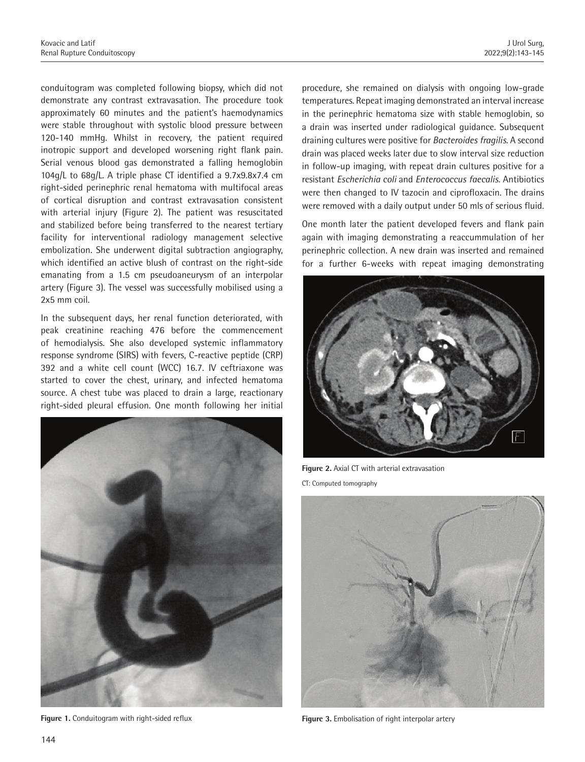conduitogram was completed following biopsy, which did not demonstrate any contrast extravasation. The procedure took approximately 60 minutes and the patient's haemodynamics were stable throughout with systolic blood pressure between 120-140 mmHg. Whilst in recovery, the patient required inotropic support and developed worsening right flank pain. Serial venous blood gas demonstrated a falling hemoglobin 104g/L to 68g/L. A triple phase CT identified a 9.7x9.8x7.4 cm right-sided perinephric renal hematoma with multifocal areas of cortical disruption and contrast extravasation consistent with arterial injury (Figure 2). The patient was resuscitated and stabilized before being transferred to the nearest tertiary facility for interventional radiology management selective embolization. She underwent digital subtraction angiography, which identified an active blush of contrast on the right-side emanating from a 1.5 cm pseudoaneurysm of an interpolar artery (Figure 3). The vessel was successfully mobilised using a 2x5 mm coil.

In the subsequent days, her renal function deteriorated, with peak creatinine reaching 476 before the commencement of hemodialysis. She also developed systemic inflammatory response syndrome (SIRS) with fevers, C-reactive peptide (CRP) 392 and a white cell count (WCC) 16.7. IV ceftriaxone was started to cover the chest, urinary, and infected hematoma source. A chest tube was placed to drain a large, reactionary right-sided pleural effusion. One month following her initial procedure, she remained on dialysis with ongoing low-grade temperatures. Repeat imaging demonstrated an interval increase in the perinephric hematoma size with stable hemoglobin, so a drain was inserted under radiological guidance. Subsequent draining cultures were positive for *Bacteroides fragilis*. A second drain was placed weeks later due to slow interval size reduction in follow-up imaging, with repeat drain cultures positive for a resistant *Escherichia coli* and *Enterococcus faecalis*. Antibiotics were then changed to IV tazocin and ciprofloxacin. The drains were removed with a daily output under 50 mls of serious fluid.

One month later the patient developed fevers and flank pain again with imaging demonstrating a reaccummulation of her perinephric collection. A new drain was inserted and remained for a further 6-weeks with repeat imaging demonstrating

**Figure 1.** Conduitogram with right-sided reflux

**Figure 2.** Axial CT with arterial extravasation

CT: Computed tomography

**Figure 3.** Embolisation of right interpolar artery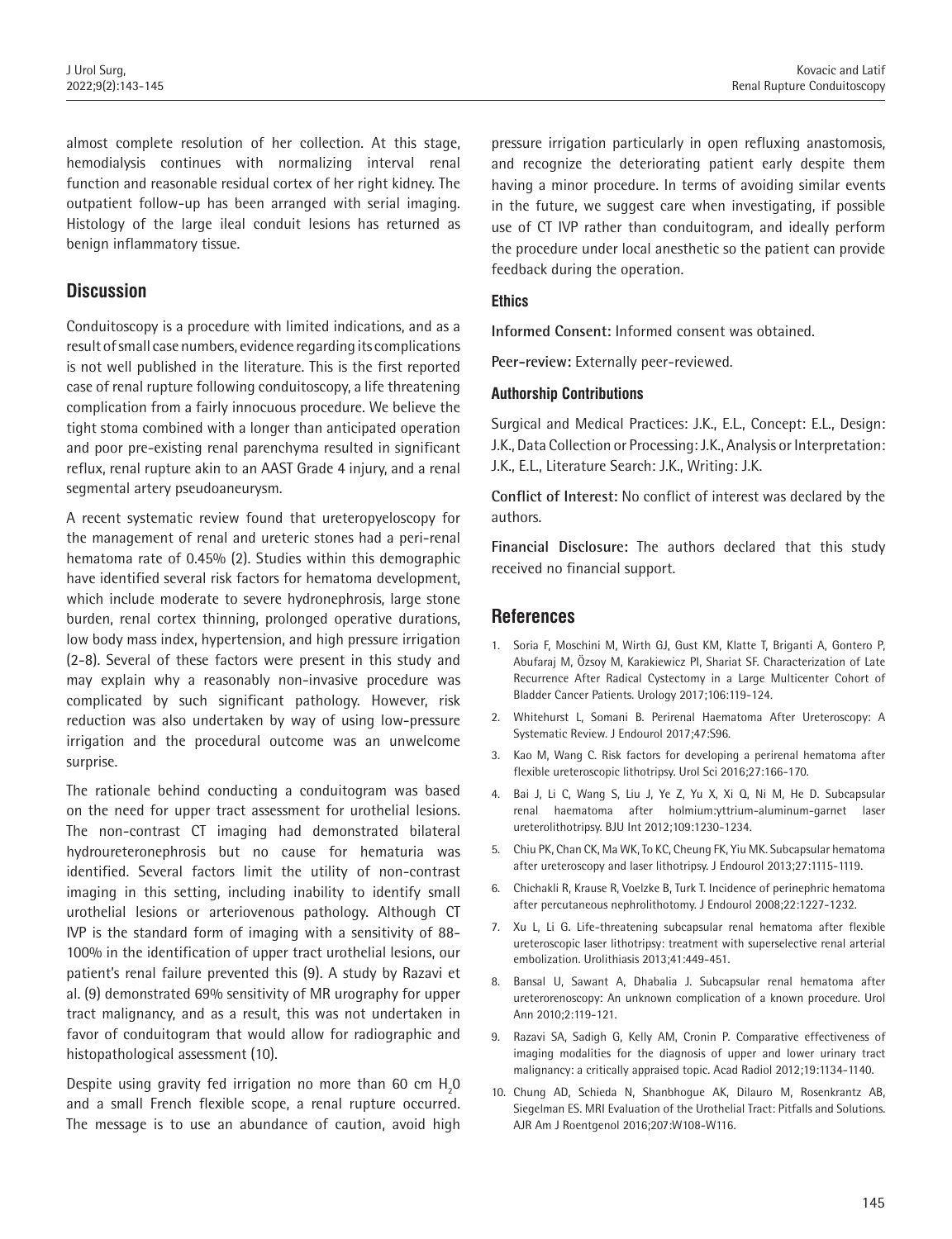almost complete resolution of her collection. At this stage, hemodialysis continues with normalizing interval renal function and reasonable residual cortex of her right kidney. The outpatient follow-up has been arranged with serial imaging. Histology of the large ileal conduit lesions has returned as benign inflammatory tissue.

## Discussion

Conduitoscopy is a procedure with limited indications, and as a result of small case numbers, evidence regarding its complications is not well published in the literature. This is the first reported case of renal rupture following conduitoscopy, a life threatening complication from a fairly innocuous procedure. We believe the tight stoma combined with a longer than anticipated operation and poor pre-existing renal parenchyma resulted in significant reflux, renal rupture akin to an AAST Grade 4 injury, and a renal segmental artery pseudoaneurysm.

A recent systematic review found that ureteropyeloscopy for the management of renal and ureteric stones had a peri-renal hematoma rate of 0.45% (2). Studies within this demographic have identified several risk factors for hematoma development, which include moderate to severe hydronephrosis, large stone burden, renal cortex thinning, prolonged operative durations, low body mass index, hypertension, and high pressure irrigation (2-8). Several of these factors were present in this study and may explain why a reasonably non-invasive procedure was complicated by such significant pathology. However, risk reduction was also undertaken by way of using low-pressure irrigation and the procedural outcome was an unwelcome surprise.

The rationale behind conducting a conduitogram was based on the need for upper tract assessment for urothelial lesions. The non-contrast CT imaging had demonstrated bilateral hydroureteronephrosis but no cause for hematuria was identified. Several factors limit the utility of non-contrast imaging in this setting, including inability to identify small urothelial lesions or arteriovenous pathology. Although CT IVP is the standard form of imaging with a sensitivity of 88-100% in the identification of upper tract urothelial lesions, our patient's renal failure prevented this (9). A study by Razavi et al. (9) demonstrated 69% sensitivity of MR urography for upper tract malignancy, and as a result, this was not undertaken in favor of conduitogram that would allow for radiographic and histopathological assessment (10).

Despite using gravity fed irrigation no more than 60 cm $H_2O$ and a small French flexible scope, a renal rupture occurred. The message is to use an abundance of caution, avoid high pressure irrigation particularly in open refluxing anastomosis, and recognize the deteriorating patient early despite them having a minor procedure. In terms of avoiding similar events in the future, we suggest care when investigating, if possible use of CT IVP rather than conduitogram, and ideally perform the procedure under local anesthetic so the patient can provide feedback during the operation.

### Ethics

**Informed Consent:** Informed consent was obtained.

**Peer-review:** Externally peer-reviewed.

### Authorship Contributions

Surgical and Medical Practices: J.K., E.L., Concept: E.L., Design: J.K., Data Collection or Processing: J.K., Analysis or Interpretation: J.K., E.L., Literature Search: J.K., Writing: J.K.

**Conflict of Interest:** No conflict of interest was declared by the authors.

**Financial Disclosure:** The authors declared that this study received no financial support.

## References

1. Soria F, Moschini M, Wirth GJ, Gust KM, Klatte T, Briganti A, Gontero P, Abufaraj M, Özsoy M, Karakiewicz PI, Shariat SF. Characterization of Late Recurrence After Radical Cystectomy in a Large Multicenter Cohort of Bladder Cancer Patients. Urology 2017;106:119-124.
2. Whitehurst L, Somani B. Perirenal Haematoma After Ureteroscopy: A Systematic Review. J Endourol 2017;47:S96.
3. Kao M, Wang C. Risk factors for developing a perirenal hematoma after flexible ureteroscopic lithotripsy. Urol Sci 2016;27:166-170.
4. Bai J, Li C, Wang S, Liu J, Ye Z, Yu X, Xi Q, Ni M, He D. Subcapsular renal haematoma after holmium:yttrium-aluminum-garnet laser ureterolithotripsy. BJU Int 2012;109:1230-1234.
5. Chiu PK, Chan CK, Ma WK, To KC, Cheung FK, Yiu MK. Subcapsular hematoma after ureteroscopy and laser lithotripsy. J Endourol 2013;27:1115-1119.
6. Chichakli R, Krause R, Voelzke B, Turk T. Incidence of perinephric hematoma after percutaneous nephrolithotomy. J Endourol 2008;22:1227-1232.
7. Xu L, Li G. Life-threatening subcapsular renal hematoma after flexible ureteroscopic laser lithotripsy: treatment with superselective renal arterial embolization. Urolithiasis 2013;41:449-451.
8. Bansal U, Sawant A, Dhabalia J. Subcapsular renal hematoma after ureterorenoscopy: An unknown complication of a known procedure. Urol Ann 2010;2:119-121.
9. Razavi SA, Sadigh G, Kelly AM, Cronin P. Comparative effectiveness of imaging modalities for the diagnosis of upper and lower urinary tract malignancy: a critically appraised topic. Acad Radiol 2012;19:1134-1140.
10. Chung AD, Schieda N, Shanbhogue AK, Dilauro M, Rosenkrantz AB, Siegelman ES. MRI Evaluation of the Urothelial Tract: Pitfalls and Solutions. AJR Am J Roentgenol 2016;207:W108-W116.